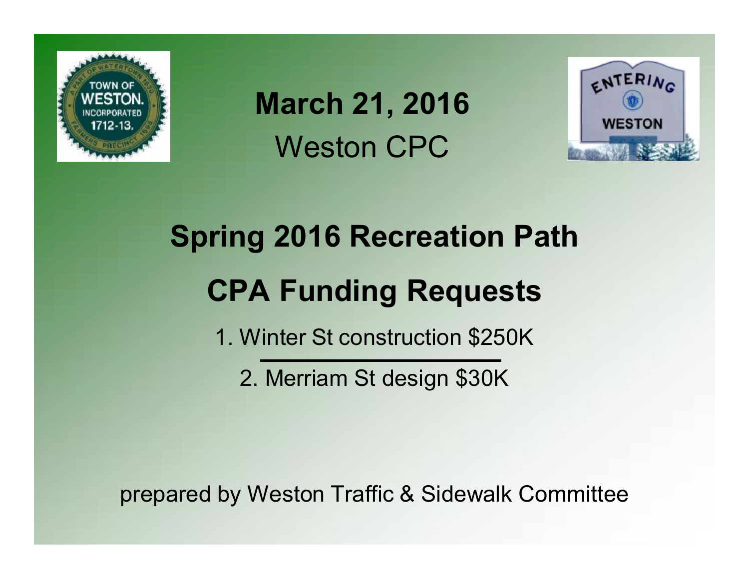**March 21, 2016**

Weston CPC

# Spring 2016 Recreation Path

# CPA Funding Requests

1. Winter St construction $250K
2. Merriam St design $30K

prepared by Weston Traffic & Sidewalk Committee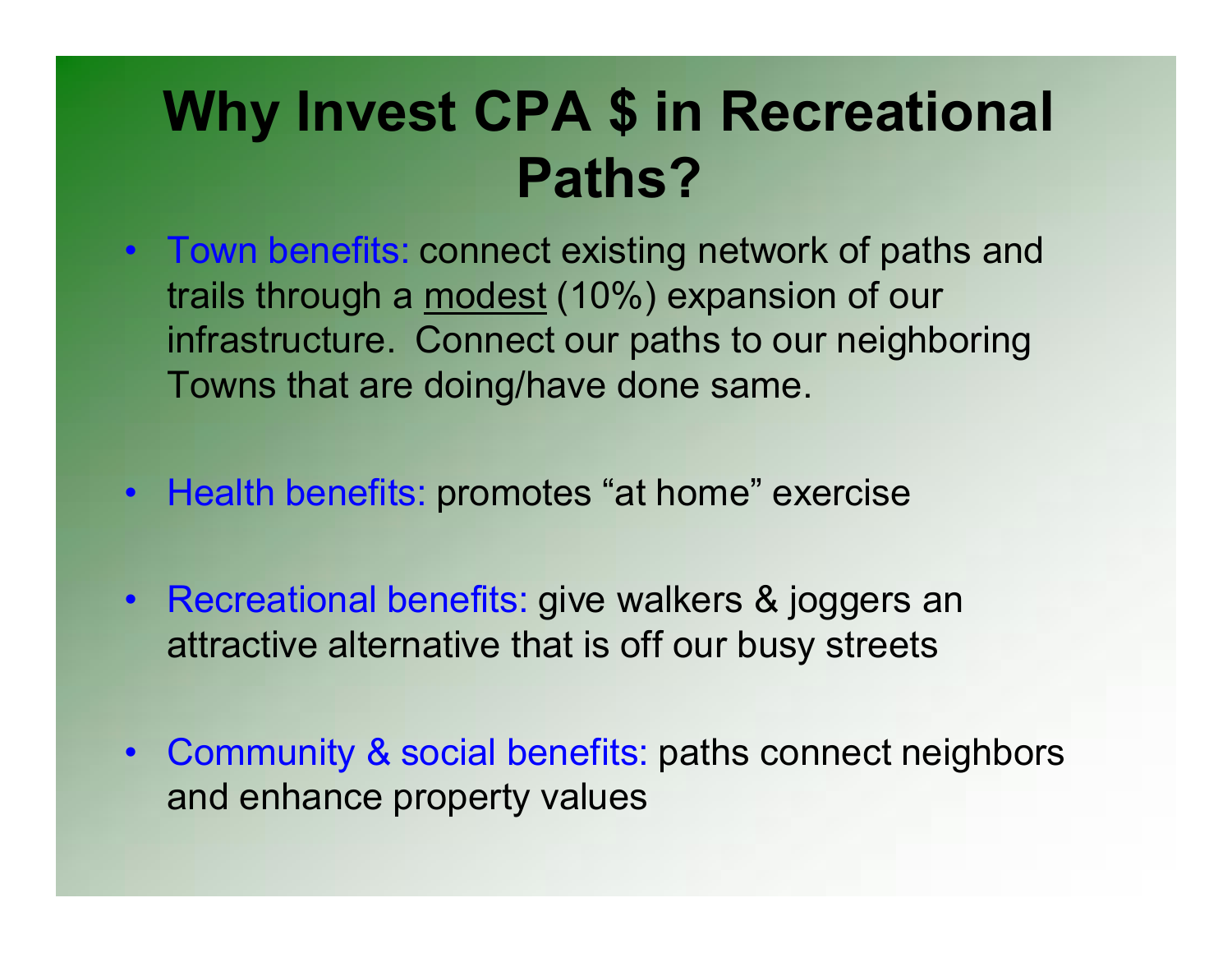# Why Invest CPA $ in Recreational Paths?

- Town benefits: connect existing network of paths and trails through a modest (10%) expansion of our infrastructure. Connect our paths to our neighboring Towns that are doing/have done same.
- Health benefits: promotes "at home" exercise
- Recreational benefits: give walkers & joggers an attractive alternative that is off our busy streets
- Community & social benefits: paths connect neighbors and enhance property values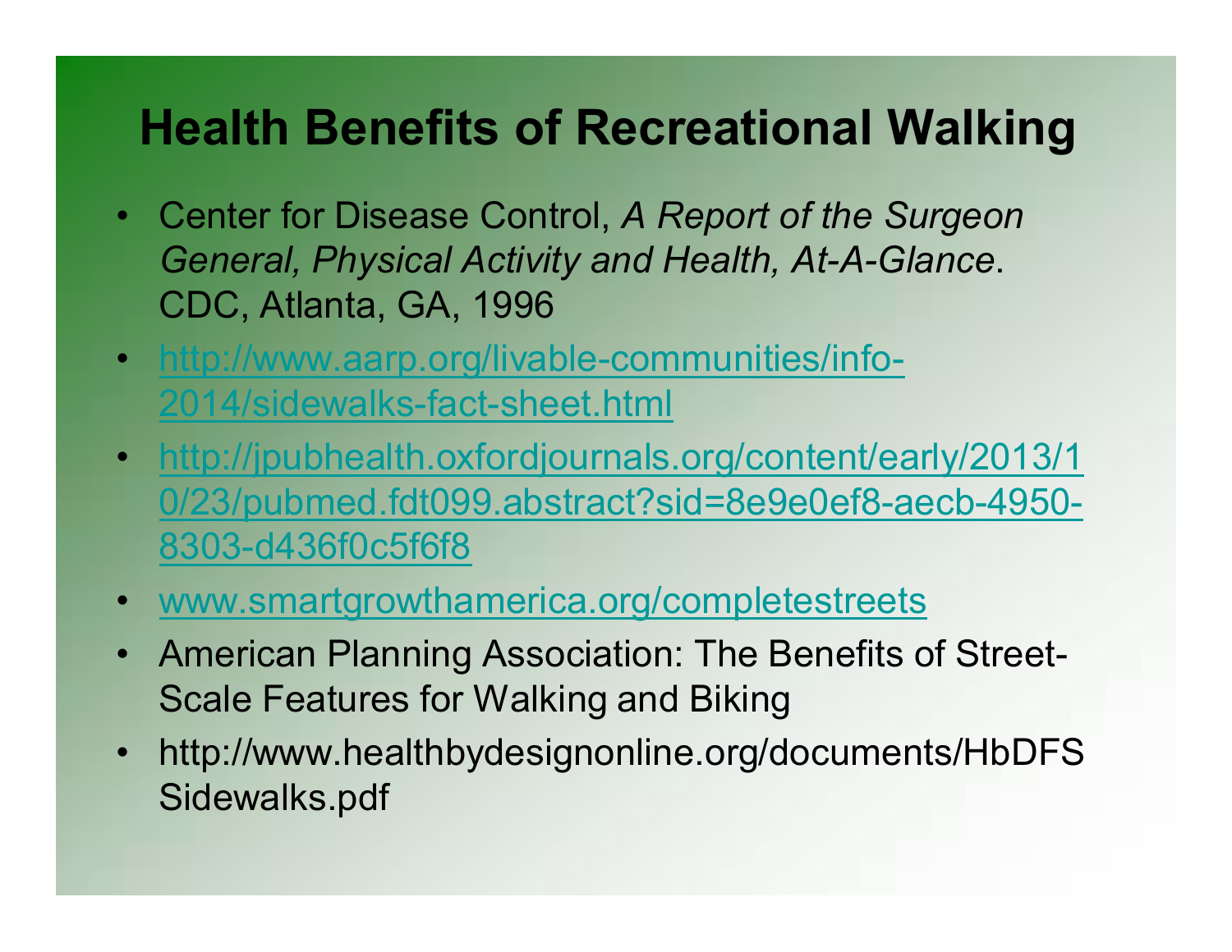# Health Benefits of Recreational Walking

- Center for Disease Control, *A Report of the Surgeon General, Physical Activity and Health, At-A-Glance*. CDC, Atlanta, GA, 1996
- http://www.aarp.org/livable-communities/info-2014/sidewalks-fact-sheet.html
- http://jpubhealth.oxfordjournals.org/content/early/2013/10/23/pubmed.fdt099.abstract?sid=8e9e0ef8-aecb-4950-8303-d436f0c5f6f8
- www.smartgrowthamerica.org/completestreets
- American Planning Association: The Benefits of Street-Scale Features for Walking and Biking
- http://www.healthbydesignonline.org/documents/HbDFS Sidewalks.pdf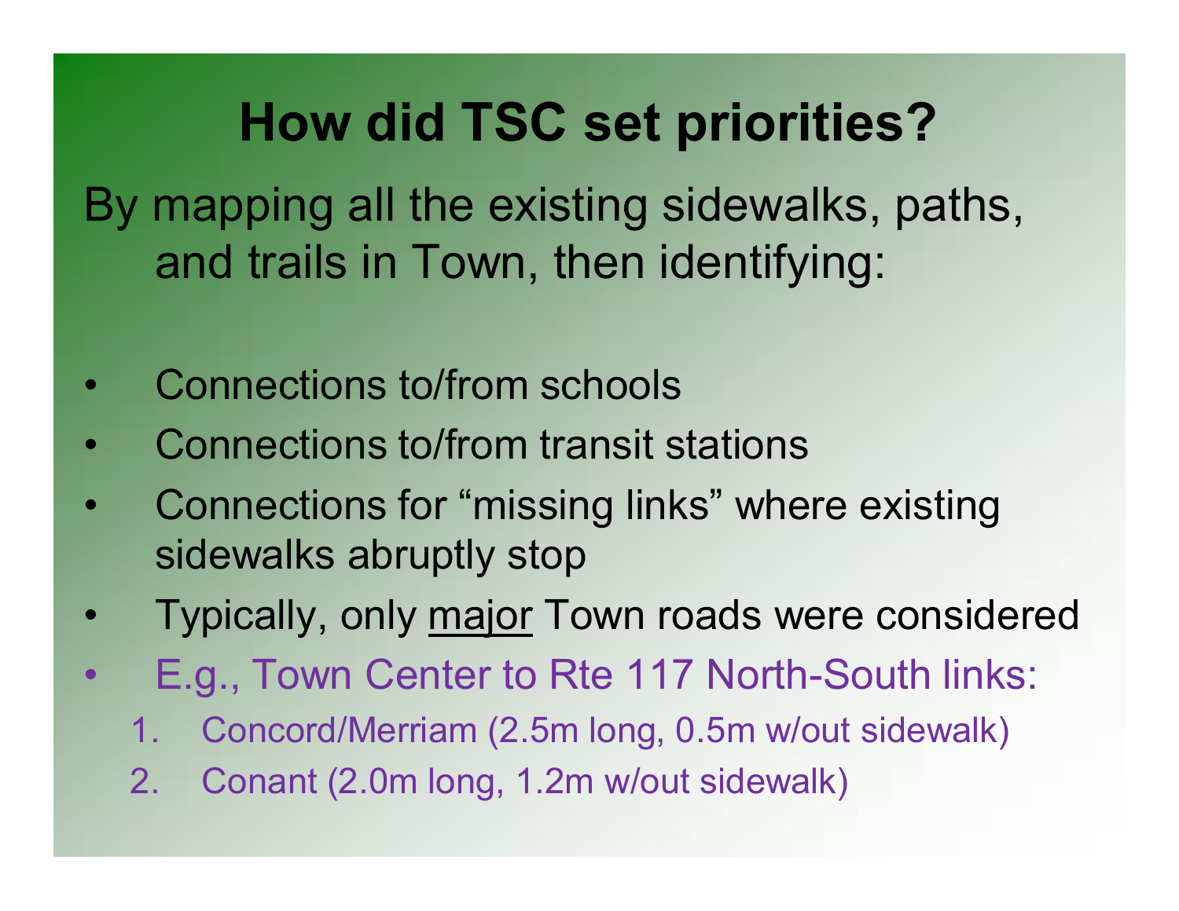# How did TSC set priorities?

By mapping all the existing sidewalks, paths, and trails in Town, then identifying:

- Connections to/from schools
- Connections to/from transit stations
- Connections for "missing links" where existing sidewalks abruptly stop
- Typically, only <u>major</u> Town roads were considered
- E.g., Town Center to Rte 117 North-South links:
  1. Concord/Merriam (2.5m long, 0.5m w/out sidewalk)
  2. Conant (2.0m long, 1.2m w/out sidewalk)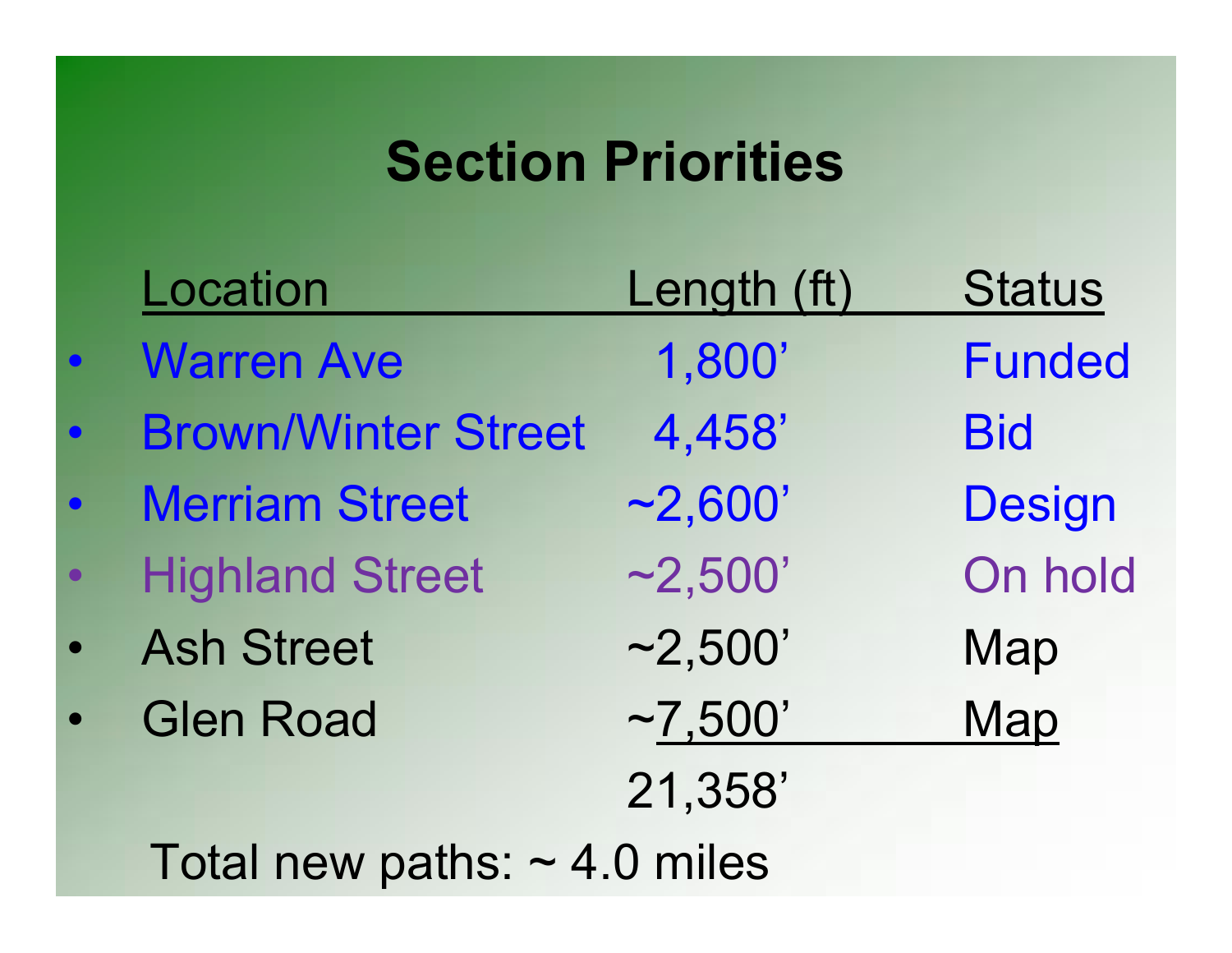# Section Priorities

| Location | Length (ft) | Status |
|---|---|---|
| Warren Ave | 1,800’ | Funded |
| Brown/Winter Street | 4,458’ | Bid |
| Merriam Street | ~2,600’ | Design |
| Highland Street | ~2,500’ | On hold |
| Ash Street | ~2,500’ | Map |
| Glen Road | ~7,500’ | Map |
| | 21,358’ | |

Total new paths: ~ 4.0 miles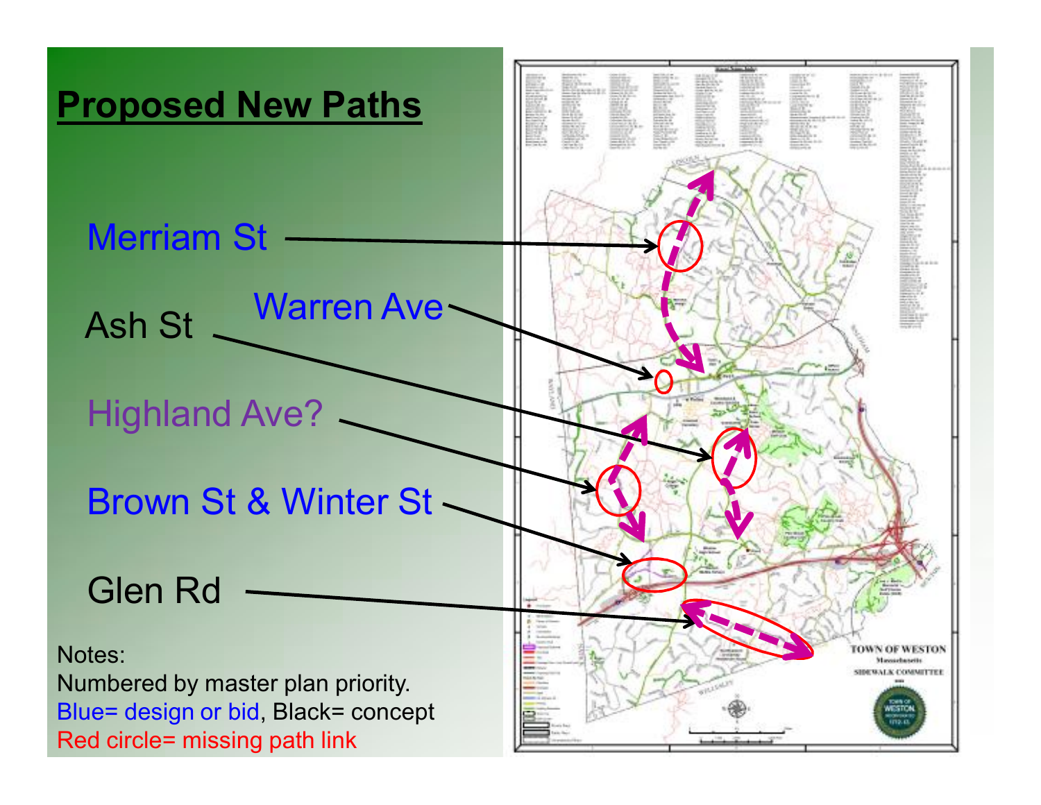# Proposed New Paths

Merriam St

Warren Ave

Ash St

Highland Ave?

Brown St & Winter St

Glen Rd

Notes:
Numbered by master plan priority.
Blue= design or bid, Black= concept
Red circle= missing path link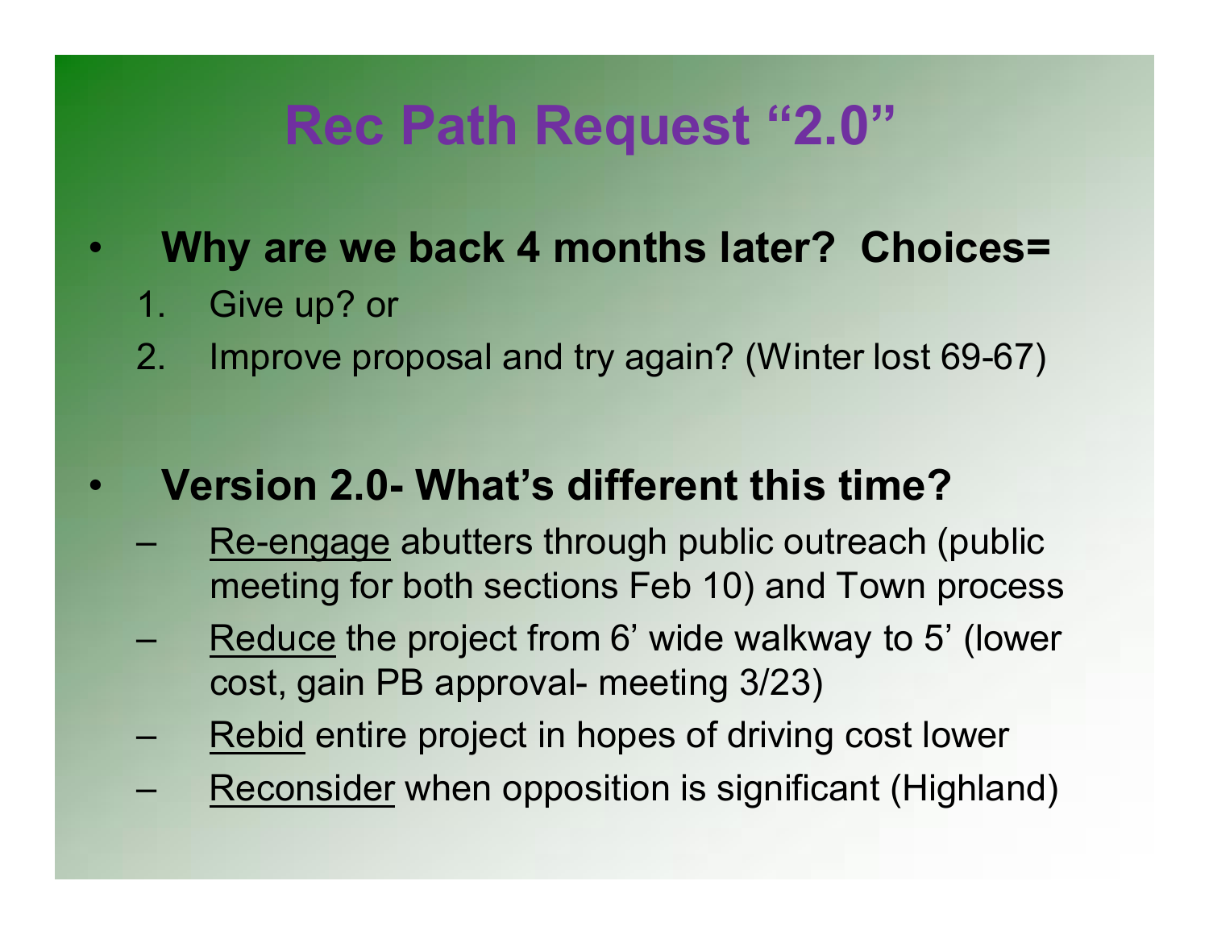# Rec Path Request "2.0"

- **Why are we back 4 months later? Choices=**
  1. Give up? or
  2. Improve proposal and try again? (Winter lost 69-67)

- **Version 2.0- What's different this time?**
  - <u>Re-engage</u> abutters through public outreach (public meeting for both sections Feb 10) and Town process
  - <u>Reduce</u> the project from 6' wide walkway to 5' (lower cost, gain PB approval- meeting 3/23)
  - <u>Rebid</u> entire project in hopes of driving cost lower
  - <u>Reconsider</u> when opposition is significant (Highland)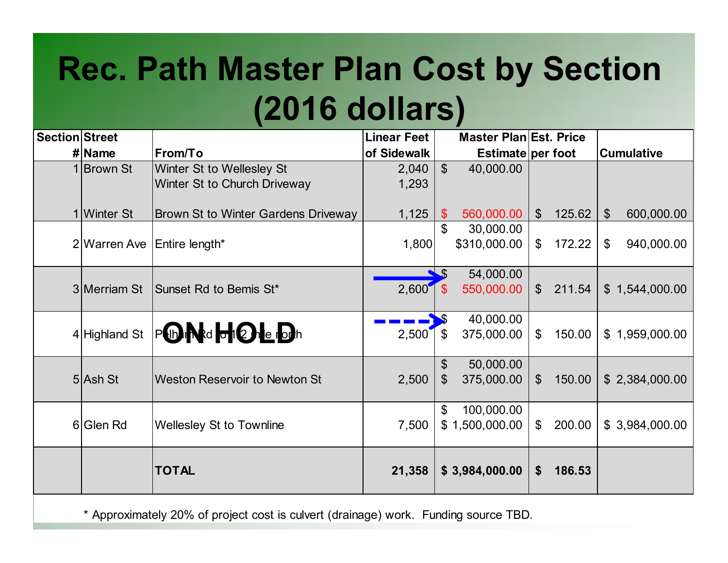# Rec. Path Master Plan Cost by Section (2016 dollars)

| Section # | Street Name | From/To | Linear Feet of Sidewalk | Master Plan Estimate | Est. Price per foot | Cumulative |
|---|---|---|---|---|---|---|
| 1 | Brown St | Winter St to Wellesley St<br>Winter St to Church Driveway | 2,040<br>1,293 | $ 40,000.00 | | |
| 1 | Winter St | Brown St to Winter Gardens Driveway | 1,125 | $ 560,000.00 | $ 125.62 | $ 600,000.00 |
| 2 | Warren Ave | Entire length* | 1,800 | $ 30,000.00<br>$310,000.00 | $ 172.22 | $ 940,000.00 |
| 3 | Merriam St | Sunset Rd to Bemis St* | 2,600 | $ 54,000.00<br>$ 550,000.00 | $ 211.54 | $ 1,544,000.00 |
| 4 | Highland St | Pelham Rd to 1/2 mile north **ON HOLD** | 2,500 | $ 40,000.00<br>$ 375,000.00 | $ 150.00 | $ 1,959,000.00 |
| 5 | Ash St | Weston Reservoir to Newton St | 2,500 | $ 50,000.00<br>$ 375,000.00 | $ 150.00 | $ 2,384,000.00 |
| 6 | Glen Rd | Wellesley St to Townline | 7,500 | $ 100,000.00<br>$ 1,500,000.00 | $ 200.00 | $ 3,984,000.00 |
| | | **TOTAL** | **21,358** | **$ 3,984,000.00** | **$ 186.53** | |

\* Approximately 20% of project cost is culvert (drainage) work. Funding source TBD.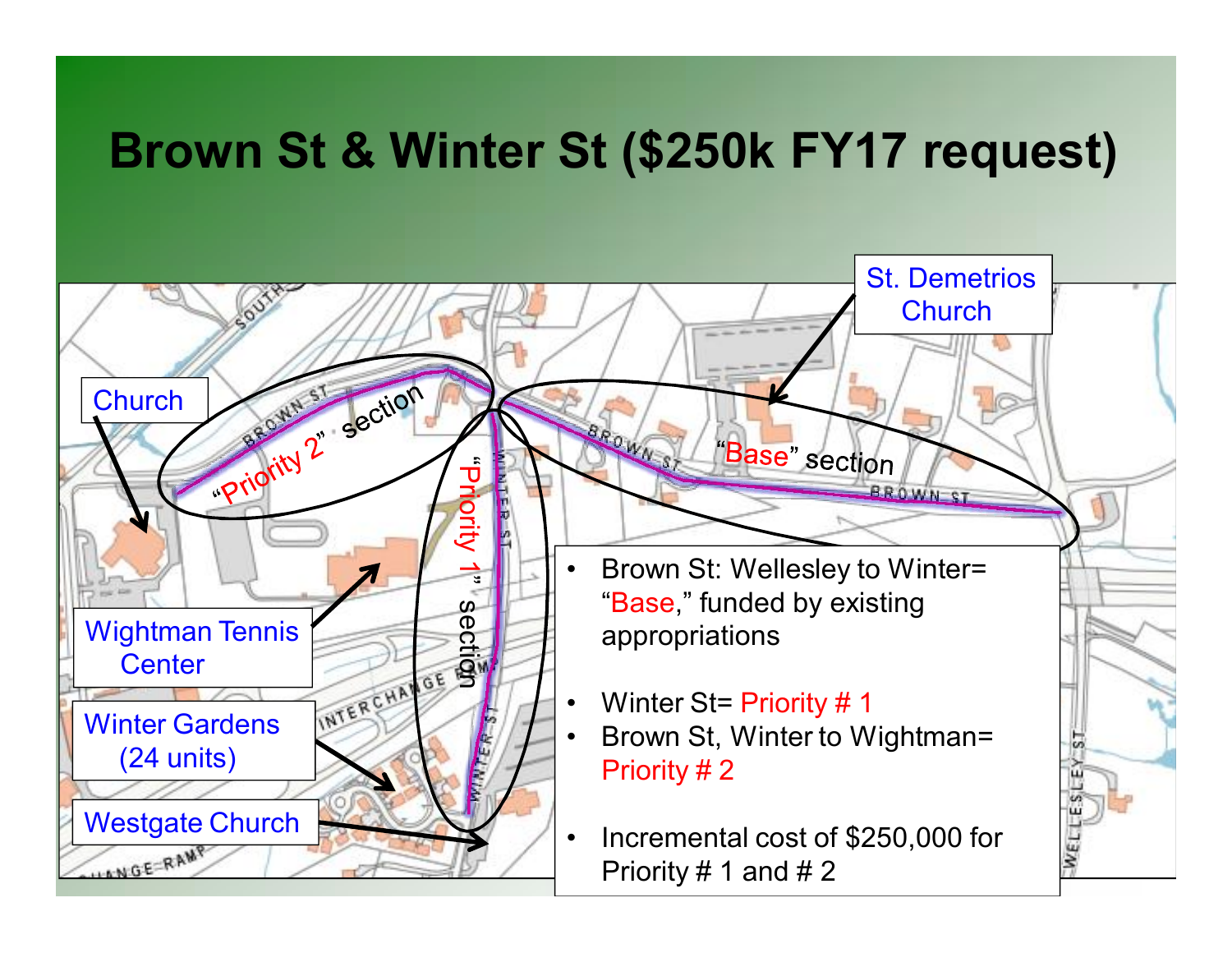# Brown St & Winter St ($250k FY17 request)

Church

Wightman Tennis Center

Winter Gardens (24 units)

Westgate Church

St. Demetrios Church

"Priority 2" section

"Priority 1" section

"Base" section

- Brown St: Wellesley to Winter= "Base," funded by existing appropriations
- Winter St= Priority # 1
- Brown St, Winter to Wightman= Priority # 2
- Incremental cost of $250,000 for Priority # 1 and # 2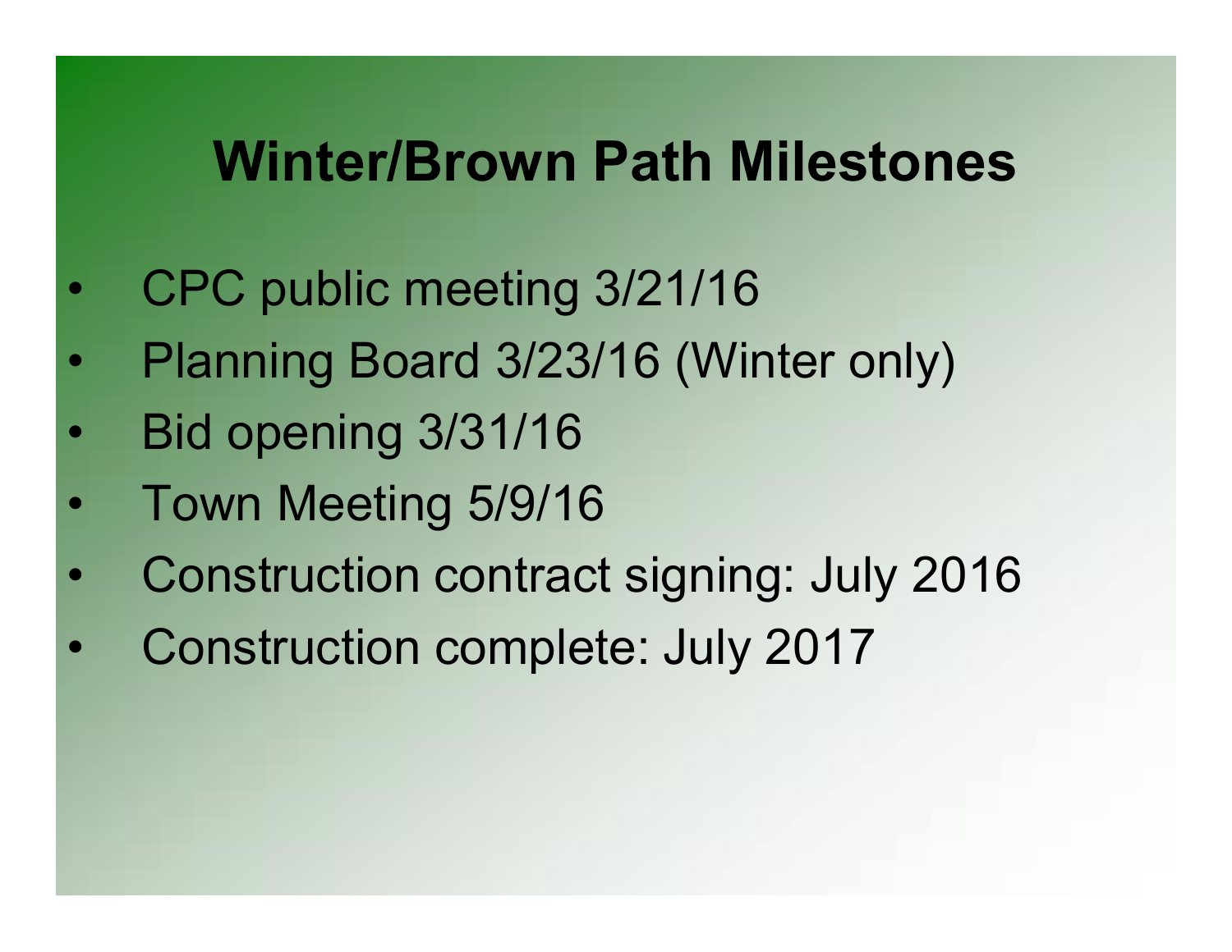# Winter/Brown Path Milestones

- CPC public meeting 3/21/16
- Planning Board 3/23/16 (Winter only)
- Bid opening 3/31/16
- Town Meeting 5/9/16
- Construction contract signing: July 2016
- Construction complete: July 2017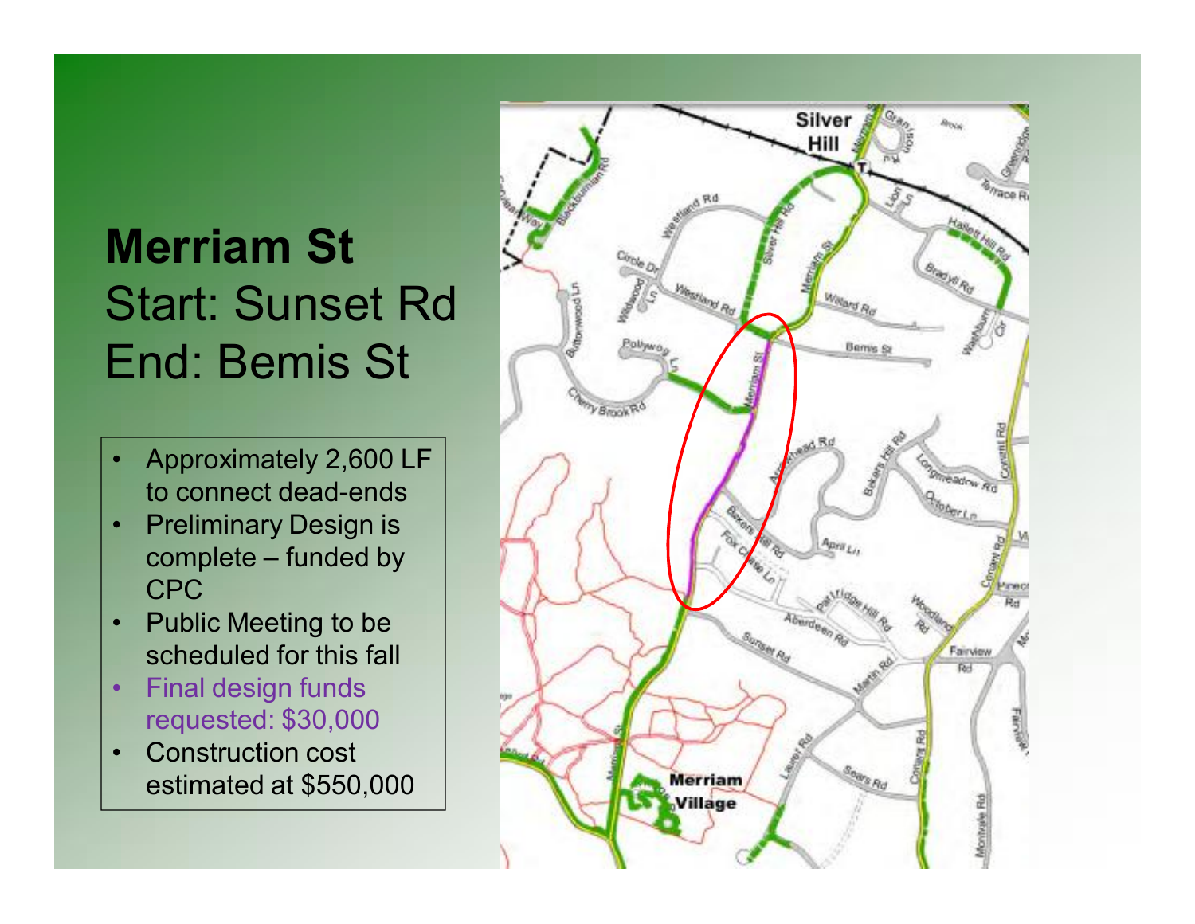# Merriam St

## Start: Sunset Rd
## End: Bemis St

- Approximately 2,600 LF to connect dead-ends
- Preliminary Design is complete – funded by CPC
- Public Meeting to be scheduled for this fall
- Final design funds requested: $30,000
- Construction cost estimated at $550,000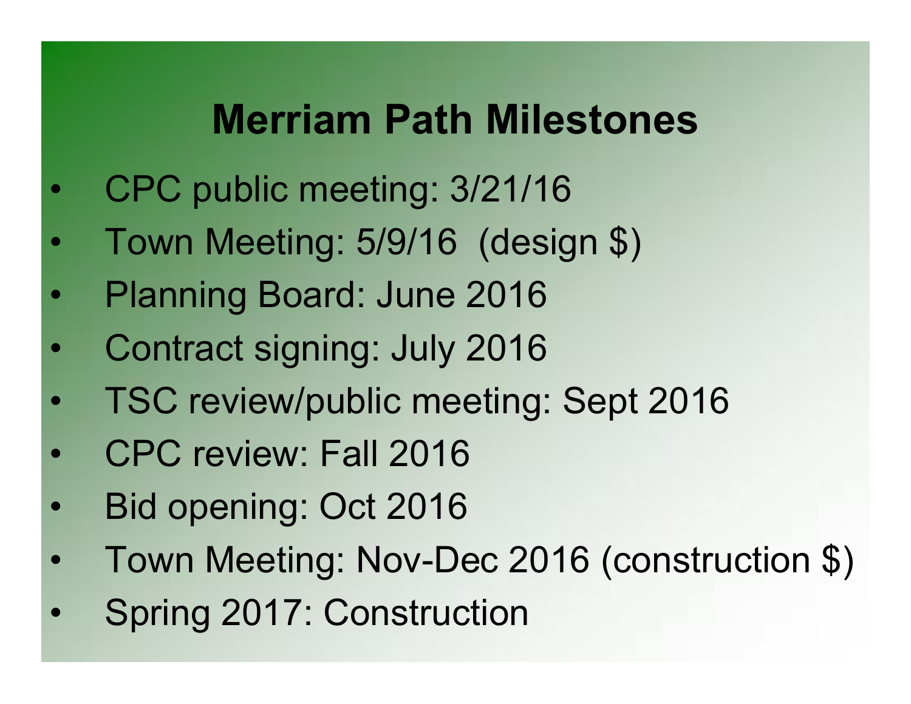# Merriam Path Milestones

- CPC public meeting: 3/21/16
- Town Meeting: 5/9/16 (design $)
- Planning Board: June 2016
- Contract signing: July 2016
- TSC review/public meeting: Sept 2016
- CPC review: Fall 2016
- Bid opening: Oct 2016
- Town Meeting: Nov-Dec 2016 (construction $)
- Spring 2017: Construction